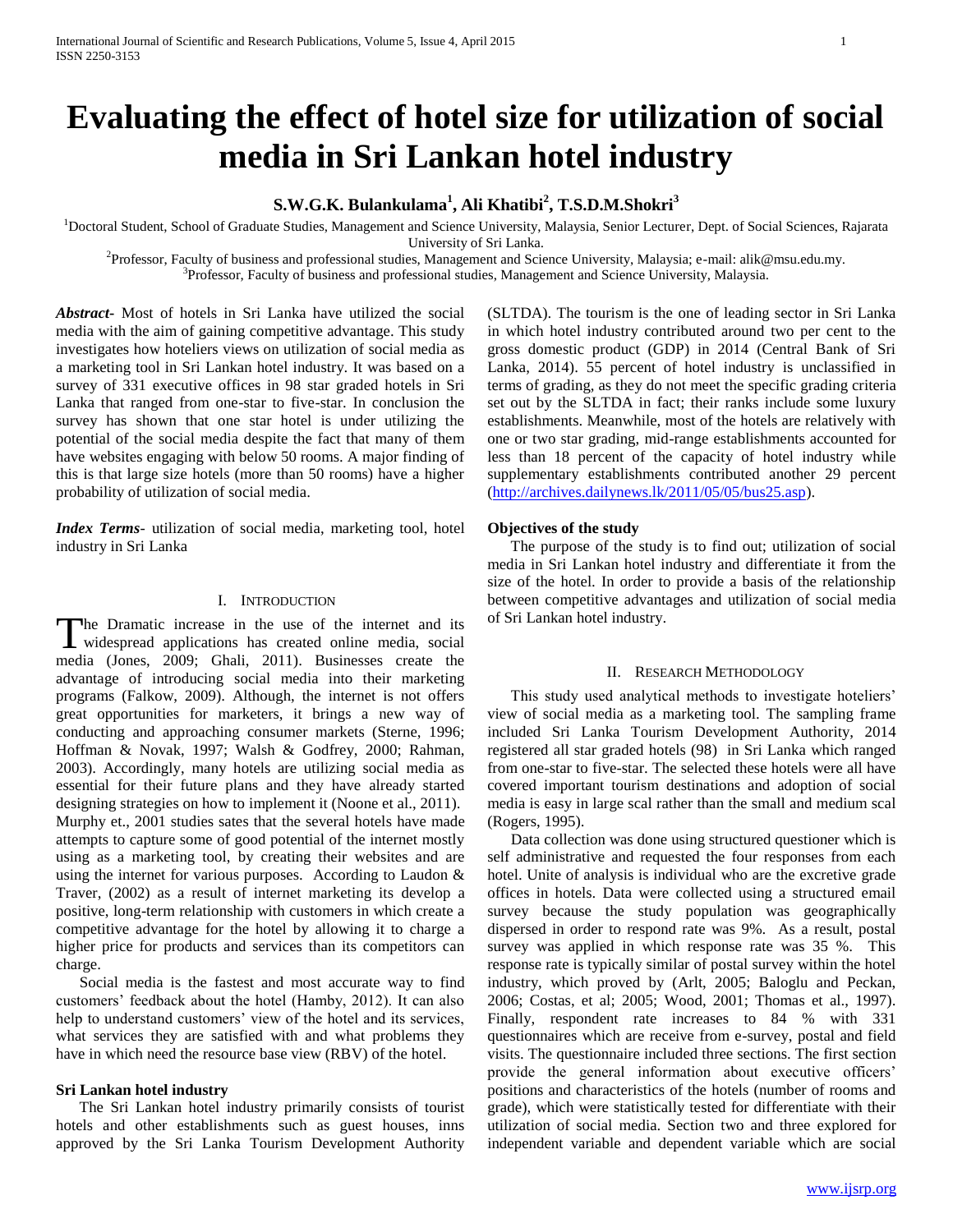# Evaluating the effect of hotel size for utilization of social media in Sri Lankan hotel industry

**S.W.G.K. Bulankulama[1], Ali Khatibi[2], T.S.D.M.Shokri[3]**

[1]Doctoral Student, School of Graduate Studies, Management and Science University, Malaysia, Senior Lecturer, Dept. of Social Sciences, Rajarata University of Sri Lanka.

[2]Professor, Faculty of business and professional studies, Management and Science University, Malaysia; e-mail: alik@msu.edu.my.

[3]Professor, Faculty of business and professional studies, Management and Science University, Malaysia.

***Abstract-*** Most of hotels in Sri Lanka have utilized the social media with the aim of gaining competitive advantage. This study investigates how hoteliers views on utilization of social media as a marketing tool in Sri Lankan hotel industry. It was based on a survey of 331 executive offices in 98 star graded hotels in Sri Lanka that ranged from one-star to five-star. In conclusion the survey has shown that one star hotel is under utilizing the potential of the social media despite the fact that many of them have websites engaging with below 50 rooms. A major finding of this is that large size hotels (more than 50 rooms) have a higher probability of utilization of social media.

***Index Terms*-** utilization of social media, marketing tool, hotel industry in Sri Lanka

## I. Introduction

The Dramatic increase in the use of the internet and its widespread applications has created online media, social media (Jones, 2009; Ghali, 2011). Businesses create the advantage of introducing social media into their marketing programs (Falkow, 2009). Although, the internet is not offers great opportunities for marketers, it brings a new way of conducting and approaching consumer markets (Sterne, 1996; Hoffman & Novak, 1997; Walsh & Godfrey, 2000; Rahman, 2003). Accordingly, many hotels are utilizing social media as essential for their future plans and they have already started designing strategies on how to implement it (Noone et al., 2011). Murphy et., 2001 studies sates that the several hotels have made attempts to capture some of good potential of the internet mostly using as a marketing tool, by creating their websites and are using the internet for various purposes. According to Laudon & Traver, (2002) as a result of internet marketing its develop a positive, long-term relationship with customers in which create a competitive advantage for the hotel by allowing it to charge a higher price for products and services than its competitors can charge.

Social media is the fastest and most accurate way to find customers' feedback about the hotel (Hamby, 2012). It can also help to understand customers' view of the hotel and its services, what services they are satisfied with and what problems they have in which need the resource base view (RBV) of the hotel.

### Sri Lankan hotel industry

The Sri Lankan hotel industry primarily consists of tourist hotels and other establishments such as guest houses, inns approved by the Sri Lanka Tourism Development Authority (SLTDA). The tourism is the one of leading sector in Sri Lanka in which hotel industry contributed around two per cent to the gross domestic product (GDP) in 2014 (Central Bank of Sri Lanka, 2014). 55 percent of hotel industry is unclassified in terms of grading, as they do not meet the specific grading criteria set out by the SLTDA in fact; their ranks include some luxury establishments. Meanwhile, most of the hotels are relatively with one or two star grading, mid-range establishments accounted for less than 18 percent of the capacity of hotel industry while supplementary establishments contributed another 29 percent (http://archives.dailynews.lk/2011/05/05/bus25.asp).

### Objectives of the study

The purpose of the study is to find out; utilization of social media in Sri Lankan hotel industry and differentiate it from the size of the hotel. In order to provide a basis of the relationship between competitive advantages and utilization of social media of Sri Lankan hotel industry.

## II. Research Methodology

This study used analytical methods to investigate hoteliers' view of social media as a marketing tool. The sampling frame included Sri Lanka Tourism Development Authority, 2014 registered all star graded hotels (98) in Sri Lanka which ranged from one-star to five-star. The selected these hotels were all have covered important tourism destinations and adoption of social media is easy in large scal rather than the small and medium scal (Rogers, 1995).

Data collection was done using structured questioner which is self administrative and requested the four responses from each hotel. Unite of analysis is individual who are the excretive grade offices in hotels. Data were collected using a structured email survey because the study population was geographically dispersed in order to respond rate was 9%. As a result, postal survey was applied in which response rate was 35 %. This response rate is typically similar of postal survey within the hotel industry, which proved by (Arlt, 2005; Baloglu and Peckan, 2006; Costas, et al; 2005; Wood, 2001; Thomas et al., 1997). Finally, respondent rate increases to 84 % with 331 questionnaires which are receive from e-survey, postal and field visits. The questionnaire included three sections. The first section provide the general information about executive officers' positions and characteristics of the hotels (number of rooms and grade), which were statistically tested for differentiate with their utilization of social media. Section two and three explored for independent variable and dependent variable which are social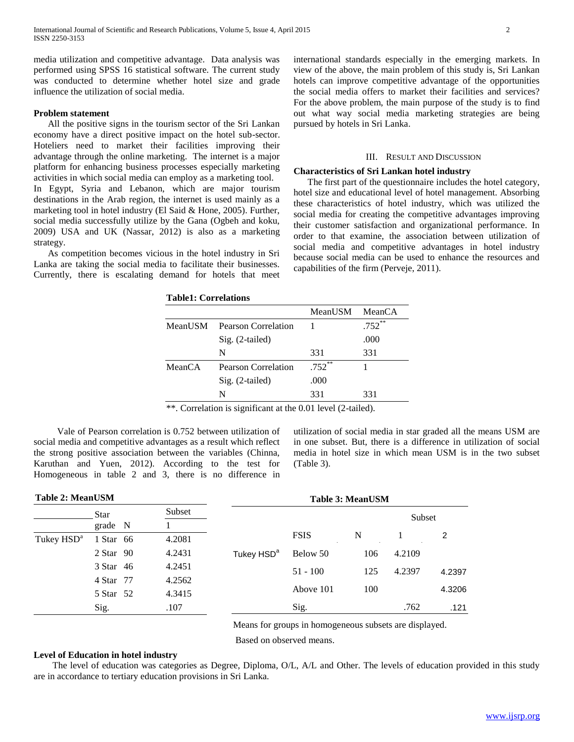media utilization and competitive advantage. Data analysis was performed using SPSS 16 statistical software. The current study was conducted to determine whether hotel size and grade influence the utilization of social media.

**Problem statement**

All the positive signs in the tourism sector of the Sri Lankan economy have a direct positive impact on the hotel sub-sector. Hoteliers need to market their facilities improving their advantage through the online marketing. The internet is a major platform for enhancing business processes especially marketing activities in which social media can employ as a marketing tool.

In Egypt, Syria and Lebanon, which are major tourism destinations in the Arab region, the internet is used mainly as a marketing tool in hotel industry (El Said & Hone, 2005). Further, social media successfully utilize by the Gana (Ogbeh and koku, 2009) USA and UK (Nassar, 2012) is also as a marketing strategy.

As competition becomes vicious in the hotel industry in Sri Lanka are taking the social media to facilitate their businesses. Currently, there is escalating demand for hotels that meet international standards especially in the emerging markets. In view of the above, the main problem of this study is, Sri Lankan hotels can improve competitive advantage of the opportunities the social media offers to market their facilities and services? For the above problem, the main purpose of the study is to find out what way social media marketing strategies are being pursued by hotels in Sri Lanka.

## III. Result and Discussion

**Characteristics of Sri Lankan hotel industry**

The first part of the questionnaire includes the hotel category, hotel size and educational level of hotel management. Absorbing these characteristics of hotel industry, which was utilized the social media for creating the competitive advantages improving their customer satisfaction and organizational performance. In order to that examine, the association between utilization of social media and competitive advantages in hotel industry because social media can be used to enhance the resources and capabilities of the firm (Perveje, 2011).

**Table1: Correlations**

| | | MeanUSM | MeanCA |
|---|---|---|---|
| MeanUSM | Pearson Correlation | 1 | .752** |
| | Sig. (2-tailed) | | .000 |
| | N | 331 | 331 |
| MeanCA | Pearson Correlation | .752** | 1 |
| | Sig. (2-tailed) | .000 | |
| | N | 331 | 331 |

**. Correlation is significant at the 0.01 level (2-tailed).

Vale of Pearson correlation is 0.752 between utilization of social media and competitive advantages as a result which reflect the strong positive association between the variables (Chinna, Karuthan and Yuen, 2012). According to the test for Homogeneous in table 2 and 3, there is no difference in utilization of social media in star graded all the means USM are in one subset. But, there is a difference in utilization of social media in hotel size in which mean USM is in the two subset (Table 3).

**Table 2: MeanUSM**

| | Star grade | N | Subset 1 |
|---|---|---|---|
| Tukey HSD[a] | 1 Star | 66 | 4.2081 |
| | 2 Star | 90 | 4.2431 |
| | 3 Star | 46 | 4.2451 |
| | 4 Star | 77 | 4.2562 |
| | 5 Star | 52 | 4.3415 |
| | Sig. | | .107 |

**Table 3: MeanUSM**

| | FSIS | N | Subset 1 | Subset 2 |
|---|---|---|---|---|
| Tukey HSD[a] | Below 50 | 106 | 4.2109 | |
| | 51 - 100 | 125 | 4.2397 | 4.2397 |
| | Above 101 | 100 | | 4.3206 |
| | Sig. | | .762 | .121 |

Means for groups in homogeneous subsets are displayed.

Based on observed means.

**Level of Education in hotel industry**

The level of education was categories as Degree, Diploma, O/L, A/L and Other. The levels of education provided in this study are in accordance to tertiary education provisions in Sri Lanka.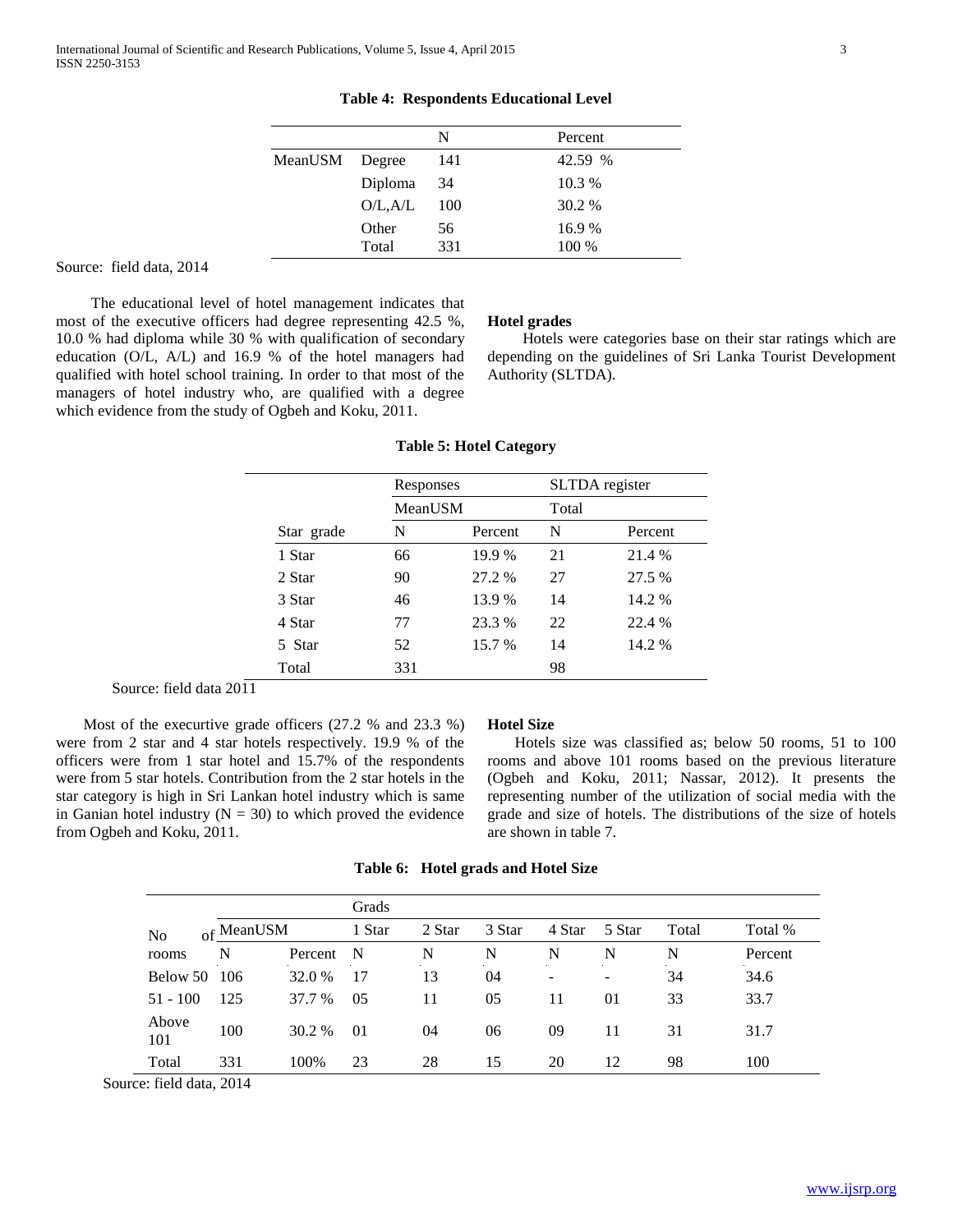**Table 4: Respondents Educational Level**

| | | N | Percent |
|---|---|---|---|
| MeanUSM | Degree | 141 | 42.59 % |
| | Diploma | 34 | 10.3 % |
| | O/L,A/L | 100 | 30.2 % |
| | Other | 56 | 16.9 % |
| | Total | 331 | 100 % |

Source: field data, 2014

The educational level of hotel management indicates that most of the executive officers had degree representing 42.5 %, 10.0 % had diploma while 30 % with qualification of secondary education (O/L, A/L) and 16.9 % of the hotel managers had qualified with hotel school training. In order to that most of the managers of hotel industry who, are qualified with a degree which evidence from the study of Ogbeh and Koku, 2011.

**Hotel grades**

Hotels were categories base on their star ratings which are depending on the guidelines of Sri Lanka Tourist Development Authority (SLTDA).

**Table 5: Hotel Category**

| | Responses | | SLTDA register | |
|---|---|---|---|---|
| | MeanUSM | | Total | |
| Star grade | N | Percent | N | Percent |
| 1 Star | 66 | 19.9 % | 21 | 21.4 % |
| 2 Star | 90 | 27.2 % | 27 | 27.5 % |
| 3 Star | 46 | 13.9 % | 14 | 14.2 % |
| 4 Star | 77 | 23.3 % | 22 | 22.4 % |
| 5 Star | 52 | 15.7 % | 14 | 14.2 % |
| Total | 331 | | 98 | |

Source: field data 2011

Most of the execurtive grade officers (27.2 % and 23.3 %) were from 2 star and 4 star hotels respectively. 19.9 % of the officers were from 1 star hotel and 15.7% of the respondents were from 5 star hotels. Contribution from the 2 star hotels in the star category is high in Sri Lankan hotel industry which is same in Ganian hotel industry (N = 30) to which proved the evidence from Ogbeh and Koku, 2011.

**Hotel Size**

Hotels size was classified as; below 50 rooms, 51 to 100 rooms and above 101 rooms based on the previous literature (Ogbeh and Koku, 2011; Nassar, 2012). It presents the representing number of the utilization of social media with the grade and size of hotels. The distributions of the size of hotels are shown in table 7.

**Table 6: Hotel grads and Hotel Size**

| | | | Grads | | | | | | |
|---|---|---|---|---|---|---|---|---|---|
| No of | MeanUSM | | 1 Star | 2 Star | 3 Star | 4 Star | 5 Star | Total | Total % |
| rooms | N | Percent | N | N | N | N | N | N | Percent |
| Below 50 | 106 | 32.0 % | 17 | 13 | 04 | - | - | 34 | 34.6 |
| 51 - 100 | 125 | 37.7 % | 05 | 11 | 05 | 11 | 01 | 33 | 33.7 |
| Above 101 | 100 | 30.2 % | 01 | 04 | 06 | 09 | 11 | 31 | 31.7 |
| Total | 331 | 100% | 23 | 28 | 15 | 20 | 12 | 98 | 100 |

Source: field data, 2014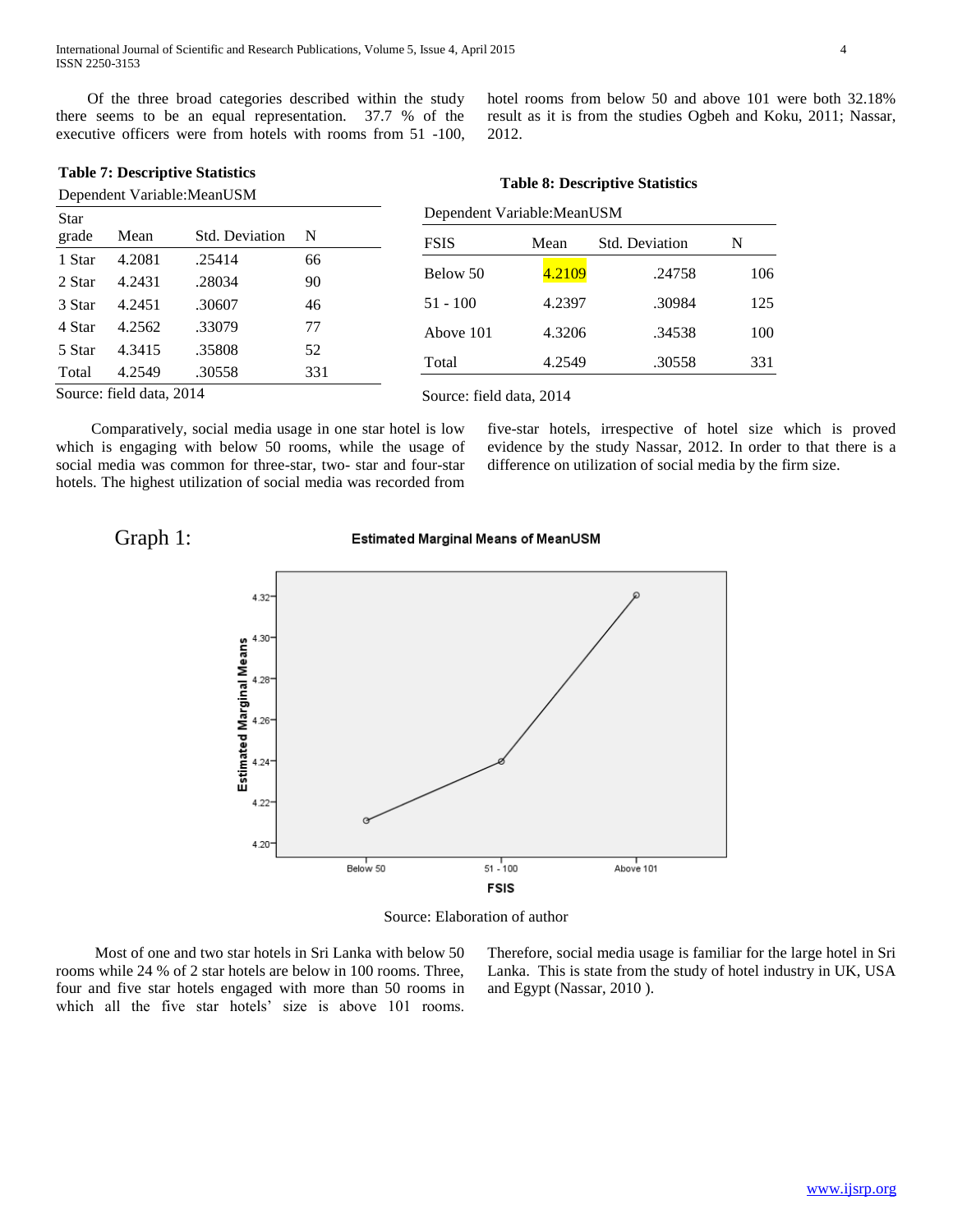Of the three broad categories described within the study there seems to be an equal representation. 37.7 % of the executive officers were from hotels with rooms from 51 -100, hotel rooms from below 50 and above 101 were both 32.18% result as it is from the studies Ogbeh and Koku, 2011; Nassar, 2012.

**Table 7: Descriptive Statistics**

Dependent Variable:MeanUSM

| Star grade | Mean | Std. Deviation | N |
|---|---|---|---|
| 1 Star | 4.2081 | .25414 | 66 |
| 2 Star | 4.2431 | .28034 | 90 |
| 3 Star | 4.2451 | .30607 | 46 |
| 4 Star | 4.2562 | .33079 | 77 |
| 5 Star | 4.3415 | .35808 | 52 |
| Total | 4.2549 | .30558 | 331 |

Source: field data, 2014

**Table 8: Descriptive Statistics**

Dependent Variable:MeanUSM

| FSIS | Mean | Std. Deviation | N |
|---|---|---|---|
| Below 50 | 4.2109 | .24758 | 106 |
| 51 - 100 | 4.2397 | .30984 | 125 |
| Above 101 | 4.3206 | .34538 | 100 |
| Total | 4.2549 | .30558 | 331 |

Source: field data, 2014

Comparatively, social media usage in one star hotel is low which is engaging with below 50 rooms, while the usage of social media was common for three-star, two- star and four-star hotels. The highest utilization of social media was recorded from five-star hotels, irrespective of hotel size which is proved evidence by the study Nassar, 2012. In order to that there is a difference on utilization of social media by the firm size.

Graph 1: Estimated Marginal Means of MeanUSM

Source: Elaboration of author

Most of one and two star hotels in Sri Lanka with below 50 rooms while 24 % of 2 star hotels are below in 100 rooms. Three, four and five star hotels engaged with more than 50 rooms in which all the five star hotels' size is above 101 rooms. Therefore, social media usage is familiar for the large hotel in Sri Lanka. This is state from the study of hotel industry in UK, USA and Egypt (Nassar, 2010 ).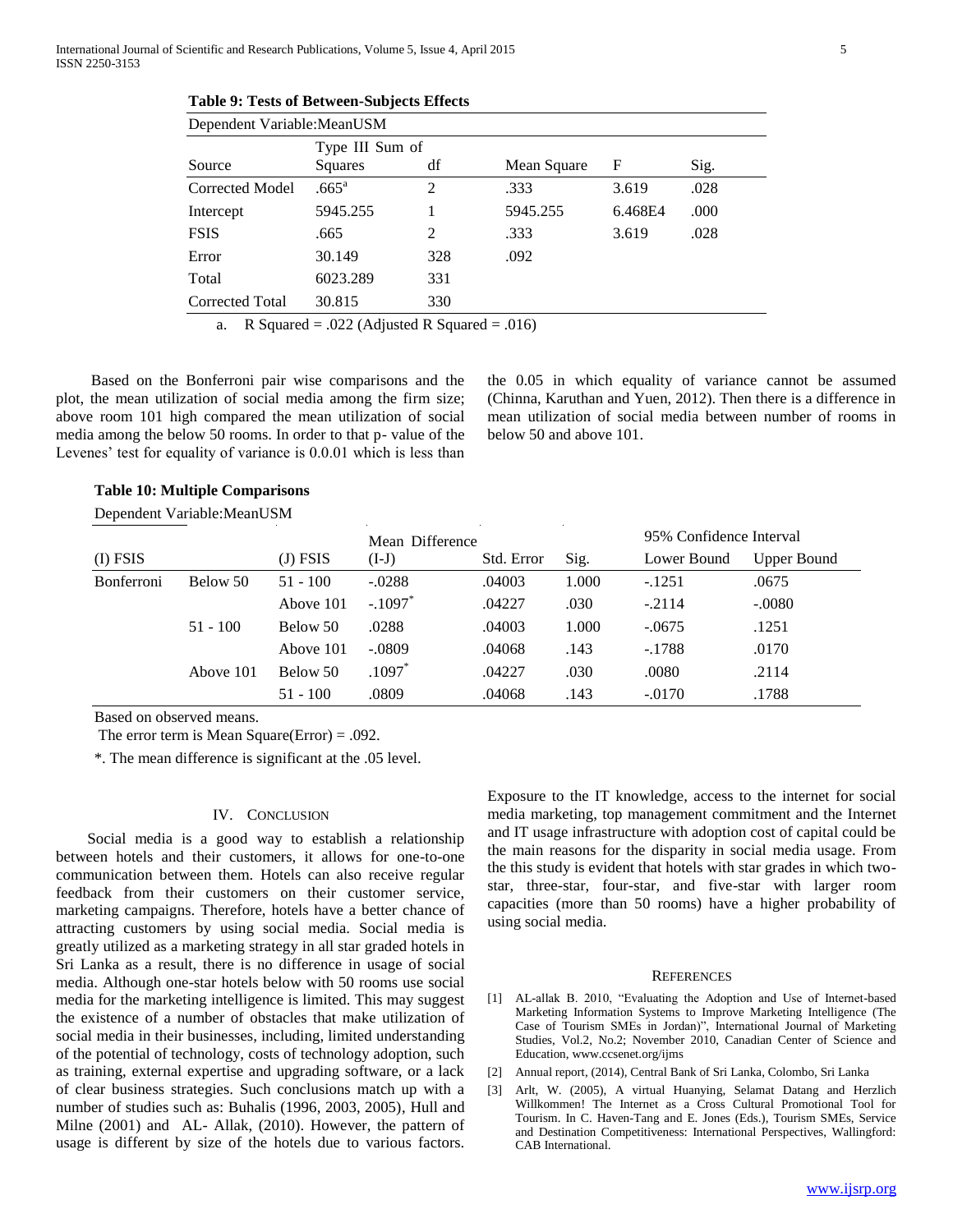**Table 9: Tests of Between-Subjects Effects**

Dependent Variable:MeanUSM

| Source | Type III Sum of Squares | df | Mean Square | F | Sig. |
|---|---|---|---|---|---|
| Corrected Model | .665[a] | 2 | .333 | 3.619 | .028 |
| Intercept | 5945.255 | 1 | 5945.255 | 6.468E4 | .000 |
| FSIS | .665 | 2 | .333 | 3.619 | .028 |
| Error | 30.149 | 328 | .092 | | |
| Total | 6023.289 | 331 | | | |
| Corrected Total | 30.815 | 330 | | | |

a. R Squared = .022 (Adjusted R Squared = .016)

Based on the Bonferroni pair wise comparisons and the plot, the mean utilization of social media among the firm size; above room 101 high compared the mean utilization of social media among the below 50 rooms. In order to that p- value of the Levenes' test for equality of variance is 0.0.01 which is less than the 0.05 in which equality of variance cannot be assumed (Chinna, Karuthan and Yuen, 2012). Then there is a difference in mean utilization of social media between number of rooms in below 50 and above 101.

**Table 10: Multiple Comparisons**

Dependent Variable:MeanUSM

| (I) FSIS | | (J) FSIS | Mean Difference (I-J) | Std. Error | Sig. | 95% Confidence Interval Lower Bound | Upper Bound |
|---|---|---|---|---|---|---|---|
| Bonferroni | Below 50 | 51 - 100 | -.0288 | .04003 | 1.000 | -.1251 | .0675 |
| | | Above 101 | -.1097* | .04227 | .030 | -.2114 | -.0080 |
| | 51 - 100 | Below 50 | .0288 | .04003 | 1.000 | -.0675 | .1251 |
| | | Above 101 | -.0809 | .04068 | .143 | -.1788 | .0170 |
| | Above 101 | Below 50 | .1097* | .04227 | .030 | .0080 | .2114 |
| | | 51 - 100 | .0809 | .04068 | .143 | -.0170 | .1788 |

Based on observed means.

The error term is Mean Square(Error) = .092.

*. The mean difference is significant at the .05 level.

## IV. Conclusion

Social media is a good way to establish a relationship between hotels and their customers, it allows for one-to-one communication between them. Hotels can also receive regular feedback from their customers on their customer service, marketing campaigns. Therefore, hotels have a better chance of attracting customers by using social media. Social media is greatly utilized as a marketing strategy in all star graded hotels in Sri Lanka as a result, there is no difference in usage of social media. Although one-star hotels below with 50 rooms use social media for the marketing intelligence is limited. This may suggest the existence of a number of obstacles that make utilization of social media in their businesses, including, limited understanding of the potential of technology, costs of technology adoption, such as training, external expertise and upgrading software, or a lack of clear business strategies. Such conclusions match up with a number of studies such as: Buhalis (1996, 2003, 2005), Hull and Milne (2001) and AL- Allak, (2010). However, the pattern of usage is different by size of the hotels due to various factors. Exposure to the IT knowledge, access to the internet for social media marketing, top management commitment and the Internet and IT usage infrastructure with adoption cost of capital could be the main reasons for the disparity in social media usage. From the this study is evident that hotels with star grades in which two-star, three-star, four-star, and five-star with larger room capacities (more than 50 rooms) have a higher probability of using social media.

## References

[1] AL-allak B. 2010, "Evaluating the Adoption and Use of Internet-based Marketing Information Systems to Improve Marketing Intelligence (The Case of Tourism SMEs in Jordan)", International Journal of Marketing Studies, Vol.2, No.2; November 2010, Canadian Center of Science and Education, www.ccsenet.org/ijms

[2] Annual report, (2014), Central Bank of Sri Lanka, Colombo, Sri Lanka

[3] Arlt, W. (2005), A virtual Huanying, Selamat Datang and Herzlich Willkommen! The Internet as a Cross Cultural Promotional Tool for Tourism. In C. Haven-Tang and E. Jones (Eds.), Tourism SMEs, Service and Destination Competitiveness: International Perspectives, Wallingford: CAB International.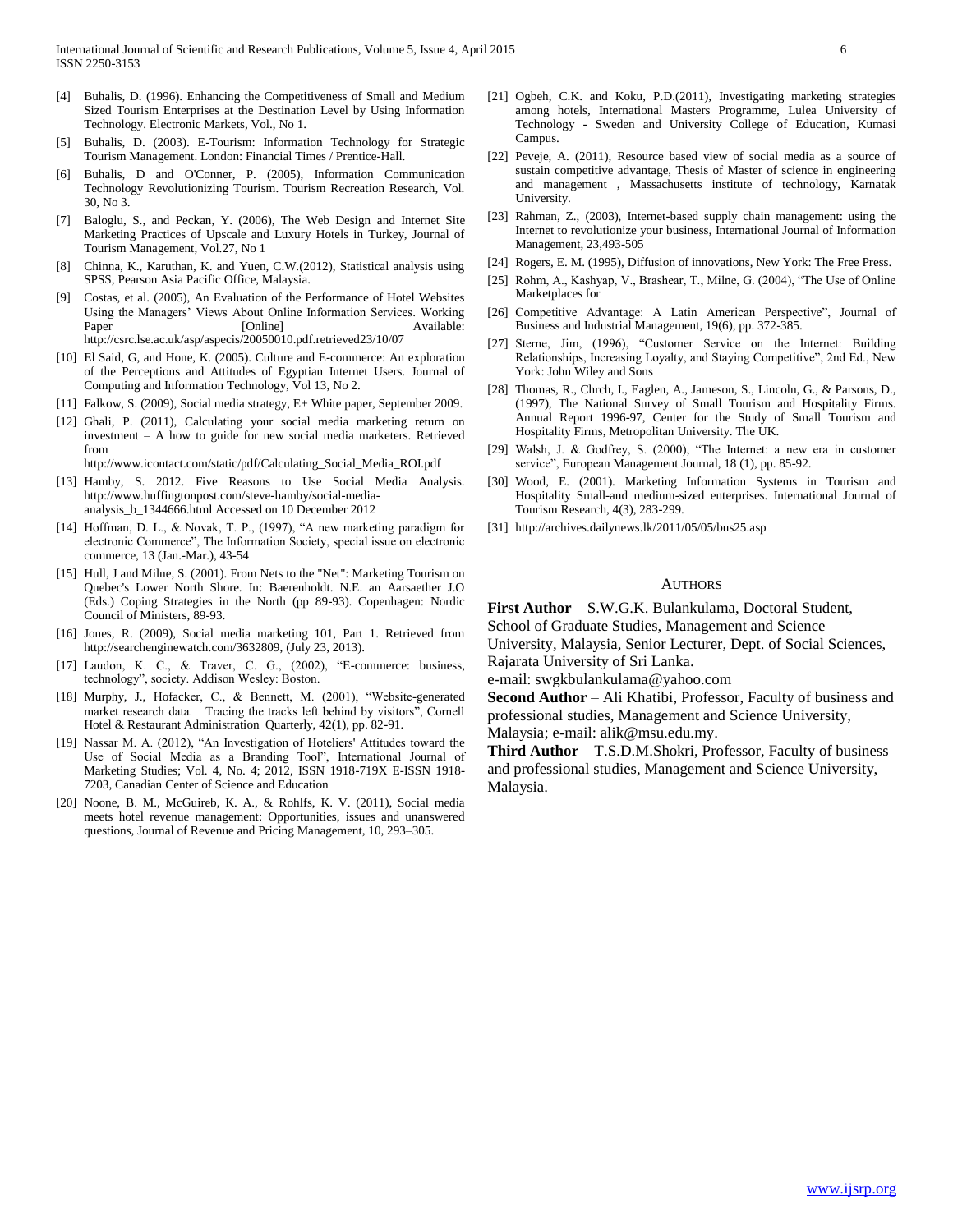[4] Buhalis, D. (1996). Enhancing the Competitiveness of Small and Medium Sized Tourism Enterprises at the Destination Level by Using Information Technology. Electronic Markets, Vol., No 1.

[5] Buhalis, D. (2003). E-Tourism: Information Technology for Strategic Tourism Management. London: Financial Times / Prentice-Hall.

[6] Buhalis, D and O'Conner, P. (2005), Information Communication Technology Revolutionizing Tourism. Tourism Recreation Research, Vol. 30, No 3.

[7] Baloglu, S., and Peckan, Y. (2006), The Web Design and Internet Site Marketing Practices of Upscale and Luxury Hotels in Turkey, Journal of Tourism Management, Vol.27, No 1

[8] Chinna, K., Karuthan, K. and Yuen, C.W.(2012), Statistical analysis using SPSS, Pearson Asia Pacific Office, Malaysia.

[9] Costas, et al. (2005), An Evaluation of the Performance of Hotel Websites Using the Managers' Views About Online Information Services. Working Paper [Online] Available: http://csrc.lse.ac.uk/asp/aspecis/20050010.pdf.retrieved23/10/07

[10] El Said, G, and Hone, K. (2005). Culture and E-commerce: An exploration of the Perceptions and Attitudes of Egyptian Internet Users. Journal of Computing and Information Technology, Vol 13, No 2.

[11] Falkow, S. (2009), Social media strategy, E+ White paper, September 2009.

[12] Ghali, P. (2011), Calculating your social media marketing return on investment – A how to guide for new social media marketers. Retrieved from http://www.icontact.com/static/pdf/Calculating_Social_Media_ROI.pdf

[13] Hamby, S. 2012. Five Reasons to Use Social Media Analysis. http://www.huffingtonpost.com/steve-hamby/social-media-analysis_b_1344666.html Accessed on 10 December 2012

[14] Hoffman, D. L., & Novak, T. P., (1997), "A new marketing paradigm for electronic Commerce", The Information Society, special issue on electronic commerce, 13 (Jan.-Mar.), 43-54

[15] Hull, J and Milne, S. (2001). From Nets to the "Net": Marketing Tourism on Quebec's Lower North Shore. In: Baerenholdt. N.E. an Aarsaether J.O (Eds.) Coping Strategies in the North (pp 89-93). Copenhagen: Nordic Council of Ministers, 89-93.

[16] Jones, R. (2009), Social media marketing 101, Part 1. Retrieved from http://searchenginewatch.com/3632809, (July 23, 2013).

[17] Laudon, K. C., & Traver, C. G., (2002), "E-commerce: business, technology", society. Addison Wesley: Boston.

[18] Murphy, J., Hofacker, C., & Bennett, M. (2001), "Website-generated market research data. Tracing the tracks left behind by visitors", Cornell Hotel & Restaurant Administration Quarterly, 42(1), pp. 82-91.

[19] Nassar M. A. (2012), "An Investigation of Hoteliers' Attitudes toward the Use of Social Media as a Branding Tool", International Journal of Marketing Studies; Vol. 4, No. 4; 2012, ISSN 1918-719X E-ISSN 1918-7203, Canadian Center of Science and Education

[20] Noone, B. M., McGuireb, K. A., & Rohlfs, K. V. (2011), Social media meets hotel revenue management: Opportunities, issues and unanswered questions, Journal of Revenue and Pricing Management, 10, 293–305.

[21] Ogbeh, C.K. and Koku, P.D.(2011), Investigating marketing strategies among hotels, International Masters Programme, Lulea University of Technology - Sweden and University College of Education, Kumasi Campus.

[22] Peveje, A. (2011), Resource based view of social media as a source of sustain competitive advantage, Thesis of Master of science in engineering and management , Massachusetts institute of technology, Karnatak University.

[23] Rahman, Z., (2003), Internet-based supply chain management: using the Internet to revolutionize your business, International Journal of Information Management, 23,493-505

[24] Rogers, E. M. (1995), Diffusion of innovations, New York: The Free Press.

[25] Rohm, A., Kashyap, V., Brashear, T., Milne, G. (2004), "The Use of Online Marketplaces for

[26] Competitive Advantage: A Latin American Perspective", Journal of Business and Industrial Management, 19(6), pp. 372-385.

[27] Sterne, Jim, (1996), "Customer Service on the Internet: Building Relationships, Increasing Loyalty, and Staying Competitive", 2nd Ed., New York: John Wiley and Sons

[28] Thomas, R., Chrch, I., Eaglen, A., Jameson, S., Lincoln, G., & Parsons, D., (1997), The National Survey of Small Tourism and Hospitality Firms. Annual Report 1996-97, Center for the Study of Small Tourism and Hospitality Firms, Metropolitan University. The UK.

[29] Walsh, J. & Godfrey, S. (2000), "The Internet: a new era in customer service", European Management Journal, 18 (1), pp. 85-92.

[30] Wood, E. (2001). Marketing Information Systems in Tourism and Hospitality Small-and medium-sized enterprises. International Journal of Tourism Research, 4(3), 283-299.

[31] http://archives.dailynews.lk/2011/05/05/bus25.asp

## AUTHORS

**First Author** – S.W.G.K. Bulankulama, Doctoral Student, School of Graduate Studies, Management and Science University, Malaysia, Senior Lecturer, Dept. of Social Sciences, Rajarata University of Sri Lanka.
e-mail: swgkbulankulama@yahoo.com

**Second Author** – Ali Khatibi, Professor, Faculty of business and professional studies, Management and Science University, Malaysia; e-mail: alik@msu.edu.my.

**Third Author** – T.S.D.M.Shokri, Professor, Faculty of business and professional studies, Management and Science University, Malaysia.